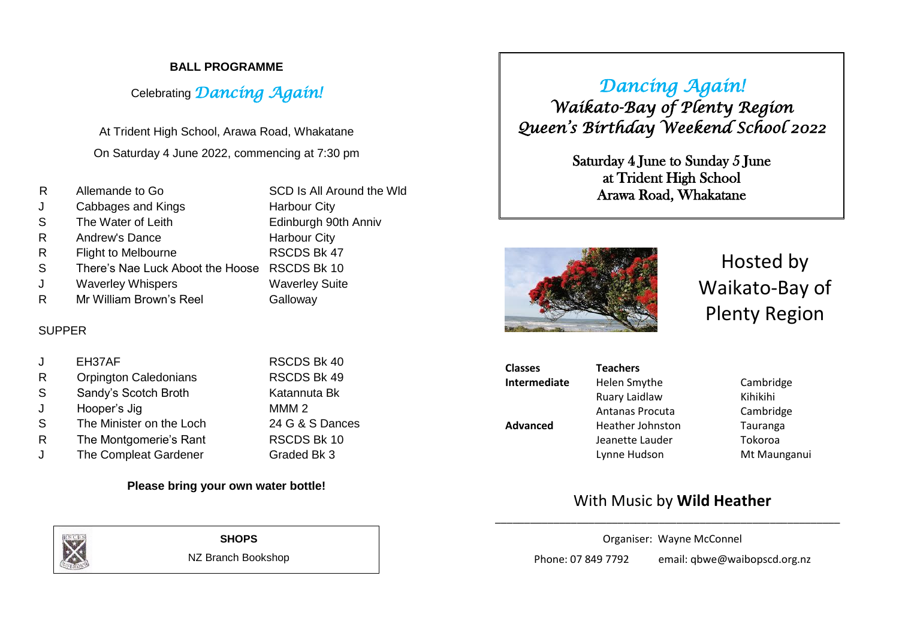**BALL PROGRAMME**

Celebrating *Dancing Again!*

At Trident High School, Arawa Road, Whakatane

On Saturday 4 June 2022, commencing at 7:30 pm

| | | |
|---|---|---|
| R | Allemande to Go | SCD Is All Around the Wld |
| J | Cabbages and Kings | Harbour City |
| S | The Water of Leith | Edinburgh 90th Anniv |
| R | Andrew's Dance | Harbour City |
| R | Flight to Melbourne | RSCDS Bk 47 |
| S | There's Nae Luck Aboot the Hoose | RSCDS Bk 10 |
| J | Waverley Whispers | Waverley Suite |
| R | Mr William Brown's Reel | Galloway |

SUPPER

| | | |
|---|---|---|
| J | EH37AF | RSCDS Bk 40 |
| R | Orpington Caledonians | RSCDS Bk 49 |
| S | Sandy's Scotch Broth | Katannuta Bk |
| J | Hooper's Jig | MMM 2 |
| S | The Minister on the Loch | 24 G & S Dances |
| R | The Montgomerie's Rant | RSCDS Bk 10 |
| J | The Compleat Gardener | Graded Bk 3 |

**Please bring your own water bottle!**

**SHOPS**

NZ Branch Bookshop

# *Dancing Again!*
## *Waikato-Bay of Plenty Region*
## *Queen's Birthday Weekend School 2022*

Saturday 4 June to Sunday 5 June
at Trident High School
Arawa Road, Whakatane

Hosted by Waikato-Bay of Plenty Region

| Classes | Teachers | |
|---|---|---|
| **Intermediate** | Helen Smythe | Cambridge |
| | Ruary Laidlaw | Kihikihi |
| | Antanas Procuta | Cambridge |
| **Advanced** | Heather Johnston | Tauranga |
| | Jeanette Lauder | Tokoroa |
| | Lynne Hudson | Mt Maunganui |

With Music by **Wild Heather**

Organiser: Wayne McConnel

Phone: 07 849 7792 email: qbwe@waibopscd.org.nz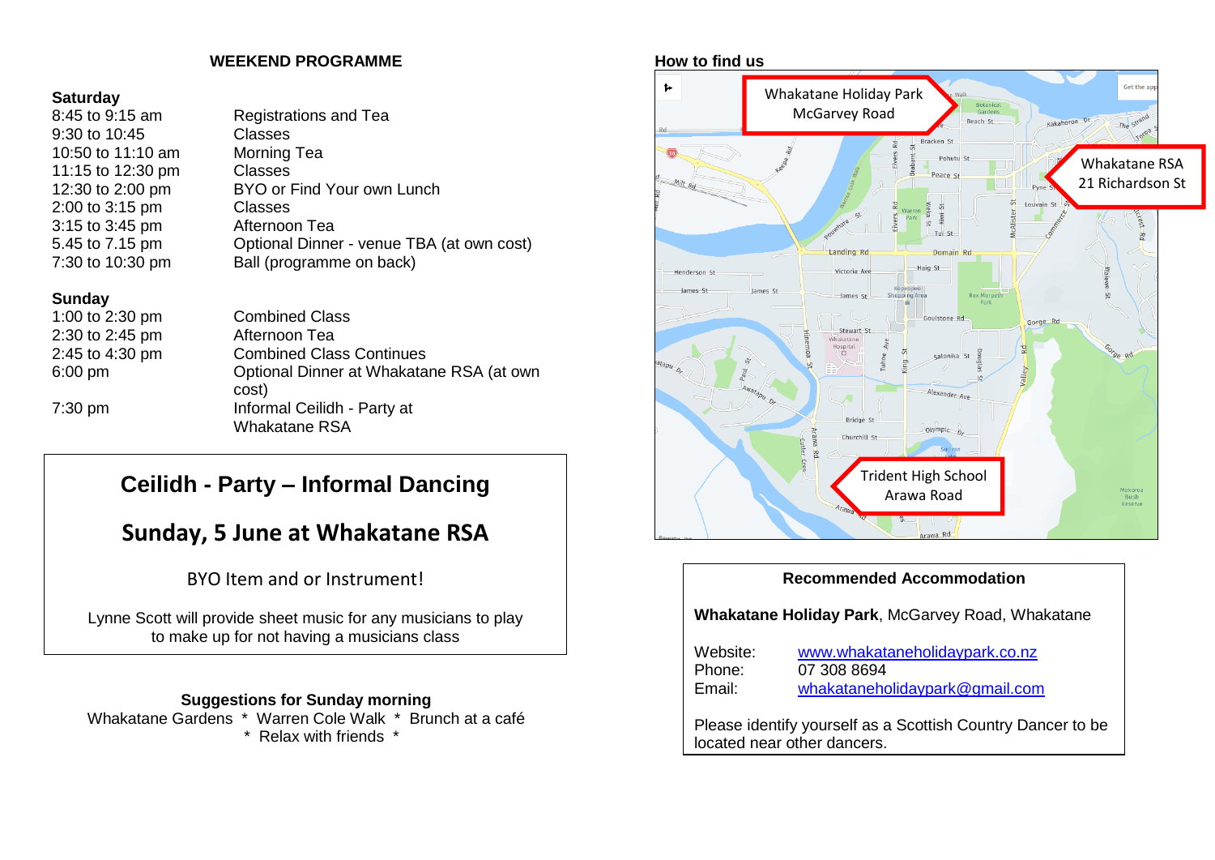## WEEKEND PROGRAMME

**Saturday**

| | |
|---|---|
| 8:45 to 9:15 am | Registrations and Tea |
| 9:30 to 10:45 | Classes |
| 10:50 to 11:10 am | Morning Tea |
| 11:15 to 12:30 pm | Classes |
| 12:30 to 2:00 pm | BYO or Find Your own Lunch |
| 2:00 to 3:15 pm | Classes |
| 3:15 to 3:45 pm | Afternoon Tea |
| 5.45 to 7.15 pm | Optional Dinner - venue TBA (at own cost) |
| 7:30 to 10:30 pm | Ball (programme on back) |

**Sunday**

| | |
|---|---|
| 1:00 to 2:30 pm | Combined Class |
| 2:30 to 2:45 pm | Afternoon Tea |
| 2:45 to 4:30 pm | Combined Class Continues |
| 6:00 pm | Optional Dinner at Whakatane RSA (at own cost) |
| 7:30 pm | Informal Ceilidh - Party at Whakatane RSA |

## Ceilidh - Party – Informal Dancing

## Sunday, 5 June at Whakatane RSA

BYO Item and or Instrument!

Lynne Scott will provide sheet music for any musicians to play to make up for not having a musicians class

**Suggestions for Sunday morning**

Whakatane Gardens * Warren Cole Walk * Brunch at a café * Relax with friends *

## How to find us

Whakatane Holiday Park
McGarvey Road

Whakatane RSA
21 Richardson St

Trident High School
Arawa Road

**Recommended Accommodation**

**Whakatane Holiday Park**, McGarvey Road, Whakatane

Website: www.whakataneholidaypark.co.nz
Phone: 07 308 8694
Email: whakataneholidaypark@gmail.com

Please identify yourself as a Scottish Country Dancer to be located near other dancers.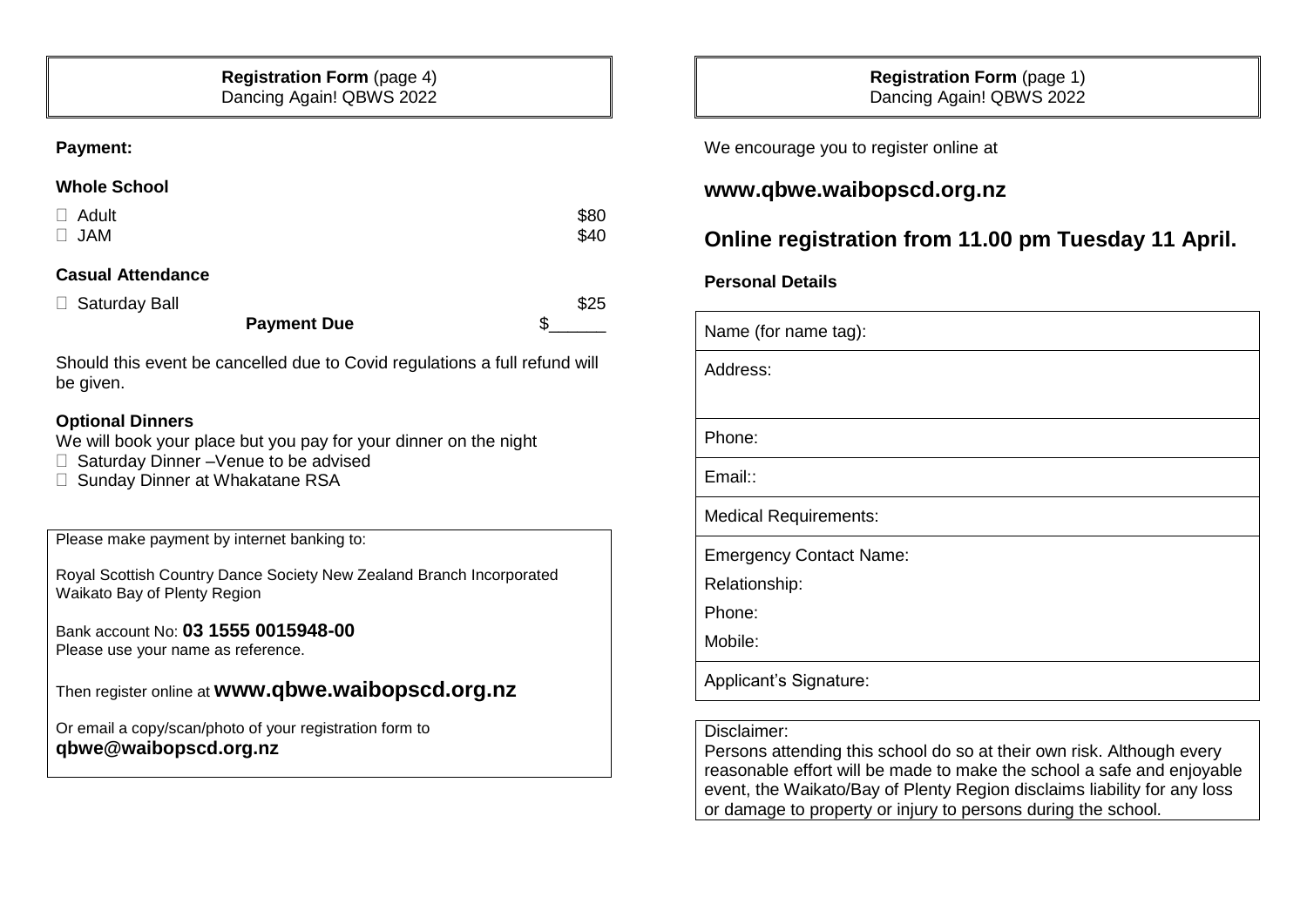**Registration Form** (page 4)
Dancing Again! QBWS 2022

**Payment:**

**Whole School**

- ☐ Adult $80
- ☐ JAM $40

**Casual Attendance**

- ☐ Saturday Ball $25

**Payment Due** $______

Should this event be cancelled due to Covid regulations a full refund will be given.

**Optional Dinners**

We will book your place but you pay for your dinner on the night

- ☐ Saturday Dinner –Venue to be advised
- ☐ Sunday Dinner at Whakatane RSA

Please make payment by internet banking to:

Royal Scottish Country Dance Society New Zealand Branch Incorporated
Waikato Bay of Plenty Region

Bank account No: **03 1555 0015948-00**
Please use your name as reference.

Then register online at **www.qbwe.waibopscd.org.nz**

Or email a copy/scan/photo of your registration form to
**qbwe@waibopscd.org.nz**

**Registration Form** (page 1)
Dancing Again! QBWS 2022

We encourage you to register online at

## www.qbwe.waibopscd.org.nz

## Online registration from 11.00 pm Tuesday 11 April.

**Personal Details**

Name (for name tag):

Address:

Phone:

Email::

Medical Requirements:

Emergency Contact Name:

Relationship:

Phone:

Mobile:

Applicant's Signature:

Disclaimer:
Persons attending this school do so at their own risk. Although every reasonable effort will be made to make the school a safe and enjoyable event, the Waikato/Bay of Plenty Region disclaims liability for any loss or damage to property or injury to persons during the school.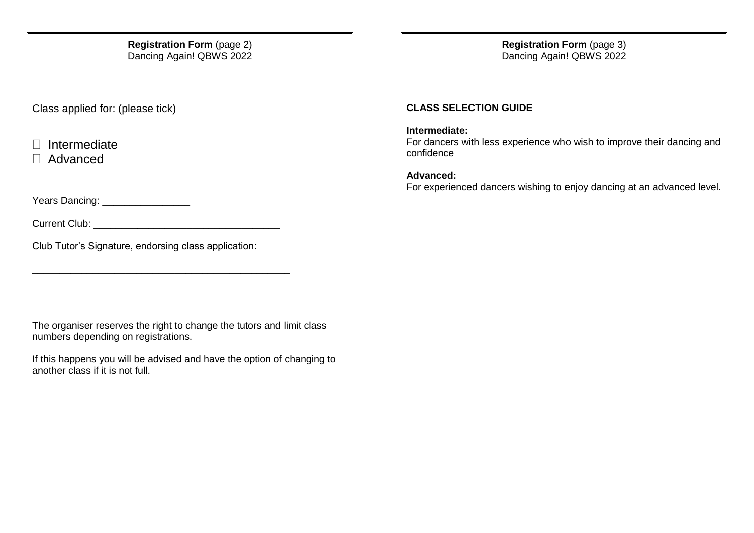**Registration Form** (page 2)
Dancing Again! QBWS 2022

Class applied for: (please tick)

- ☐ Intermediate
- ☐ Advanced

Years Dancing: ________________

Current Club: __________________________________

Club Tutor's Signature, endorsing class application:

_______________________________________________

The organiser reserves the right to change the tutors and limit class numbers depending on registrations.

If this happens you will be advised and have the option of changing to another class if it is not full.

**Registration Form** (page 3)
Dancing Again! QBWS 2022

**CLASS SELECTION GUIDE**

**Intermediate:**
For dancers with less experience who wish to improve their dancing and confidence

**Advanced:**
For experienced dancers wishing to enjoy dancing at an advanced level.